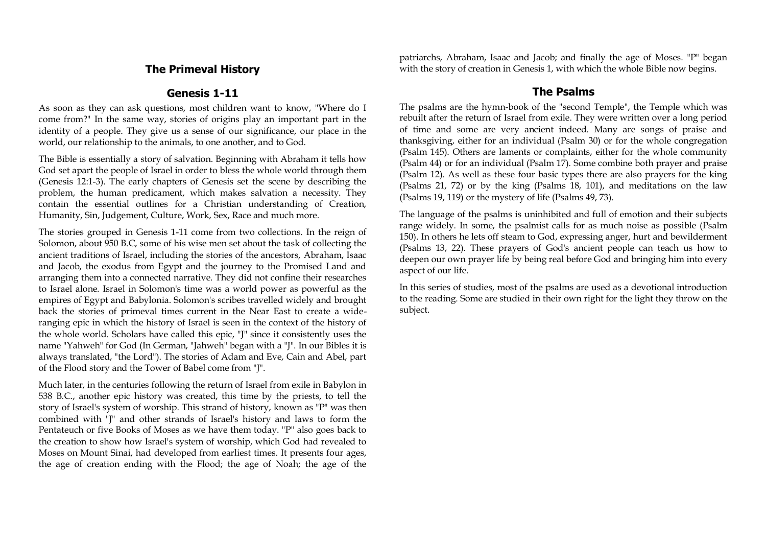## The Primeval History

### Genesis 1-11

As soon as they can ask questions, most children want to know, "Where do I come from?" In the same way, stories of origins play an important part in the identity of a people. They give us a sense of our significance, our place in the world, our relationship to the animals, to one another, and to God.

The Bible is essentially a story of salvation. Beginning with Abraham it tells how God set apart the people of Israel in order to bless the whole world through them (Genesis 12:1-3). The early chapters of Genesis set the scene by describing the problem, the human predicament, which makes salvation a necessity. They contain the essential outlines for a Christian understanding of Creation, Humanity, Sin, Judgement, Culture, Work, Sex, Race and much more.

The stories grouped in Genesis 1-11 come from two collections. In the reign of Solomon, about 950 B.C, some of his wise men set about the task of collecting the ancient traditions of Israel, including the stories of the ancestors, Abraham, Isaac and Jacob, the exodus from Egypt and the journey to the Promised Land and arranging them into a connected narrative. They did not confine their researches to Israel alone. Israel in Solomon's time was a world power as powerful as the empires of Egypt and Babylonia. Solomon's scribes travelled widely and brought back the stories of primeval times current in the Near East to create a wide-ranging epic in which the history of Israel is seen in the context of the history of the whole world. Scholars have called this epic, "J" since it consistently uses the name "Yahweh" for God (In German, "Jahweh" began with a "J". In our Bibles it is always translated, "the Lord"). The stories of Adam and Eve, Cain and Abel, part of the Flood story and the Tower of Babel come from "J".

Much later, in the centuries following the return of Israel from exile in Babylon in 538 B.C., another epic history was created, this time by the priests, to tell the story of Israel's system of worship. This strand of history, known as "P" was then combined with "J" and other strands of Israel's history and laws to form the Pentateuch or five Books of Moses as we have them today. "P" also goes back to the creation to show how Israel's system of worship, which God had revealed to Moses on Mount Sinai, had developed from earliest times. It presents four ages, the age of creation ending with the Flood; the age of Noah; the age of the patriarchs, Abraham, Isaac and Jacob; and finally the age of Moses. "P" began with the story of creation in Genesis 1, with which the whole Bible now begins.

### The Psalms

The psalms are the hymn-book of the "second Temple", the Temple which was rebuilt after the return of Israel from exile. They were written over a long period of time and some are very ancient indeed. Many are songs of praise and thanksgiving, either for an individual (Psalm 30) or for the whole congregation (Psalm 145). Others are laments or complaints, either for the whole community (Psalm 44) or for an individual (Psalm 17). Some combine both prayer and praise (Psalm 12). As well as these four basic types there are also prayers for the king (Psalms 21, 72) or by the king (Psalms 18, 101), and meditations on the law (Psalms 19, 119) or the mystery of life (Psalms 49, 73).

The language of the psalms is uninhibited and full of emotion and their subjects range widely. In some, the psalmist calls for as much noise as possible (Psalm 150). In others he lets off steam to God, expressing anger, hurt and bewilderment (Psalms 13, 22). These prayers of God's ancient people can teach us how to deepen our own prayer life by being real before God and bringing him into every aspect of our life.

In this series of studies, most of the psalms are used as a devotional introduction to the reading. Some are studied in their own right for the light they throw on the subject.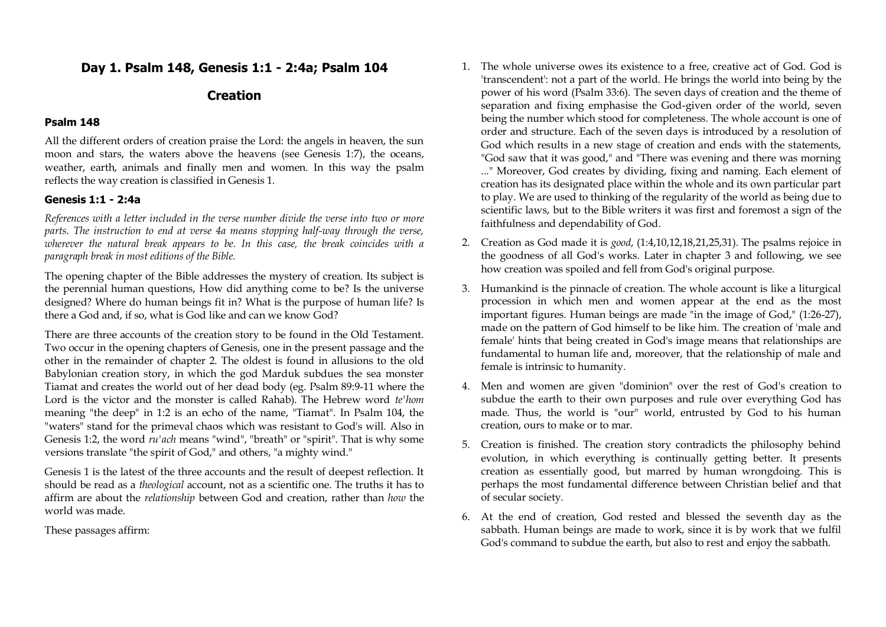## Day 1. Psalm 148, Genesis 1:1 - 2:4a; Psalm 104

## Creation

### Psalm 148

All the different orders of creation praise the Lord: the angels in heaven, the sun moon and stars, the waters above the heavens (see Genesis 1:7), the oceans, weather, earth, animals and finally men and women. In this way the psalm reflects the way creation is classified in Genesis 1.

### Genesis 1:1 - 2:4a

*References with a letter included in the verse number divide the verse into two or more parts. The instruction to end at verse 4a means stopping half-way through the verse, wherever the natural break appears to be. In this case, the break coincides with a paragraph break in most editions of the Bible.*

The opening chapter of the Bible addresses the mystery of creation. Its subject is the perennial human questions, How did anything come to be? Is the universe designed? Where do human beings fit in? What is the purpose of human life? Is there a God and, if so, what is God like and can we know God?

There are three accounts of the creation story to be found in the Old Testament. Two occur in the opening chapters of Genesis, one in the present passage and the other in the remainder of chapter 2. The oldest is found in allusions to the old Babylonian creation story, in which the god Marduk subdues the sea monster Tiamat and creates the world out of her dead body (eg. Psalm 89:9-11 where the Lord is the victor and the monster is called Rahab). The Hebrew word *te'hom* meaning "the deep" in 1:2 is an echo of the name, "Tiamat". In Psalm 104, the "waters" stand for the primeval chaos which was resistant to God's will. Also in Genesis 1:2, the word *ru'ach* means "wind", "breath" or "spirit". That is why some versions translate "the spirit of God," and others, "a mighty wind."

Genesis 1 is the latest of the three accounts and the result of deepest reflection. It should be read as a *theological* account, not as a scientific one. The truths it has to affirm are about the *relationship* between God and creation, rather than *how* the world was made.

These passages affirm:

1. The whole universe owes its existence to a free, creative act of God. God is 'transcendent': not a part of the world. He brings the world into being by the power of his word (Psalm 33:6). The seven days of creation and the theme of separation and fixing emphasise the God-given order of the world, seven being the number which stood for completeness. The whole account is one of order and structure. Each of the seven days is introduced by a resolution of God which results in a new stage of creation and ends with the statements, "God saw that it was good," and "There was evening and there was morning ..." Moreover, God creates by dividing, fixing and naming. Each element of creation has its designated place within the whole and its own particular part to play. We are used to thinking of the regularity of the world as being due to scientific laws, but to the Bible writers it was first and foremost a sign of the faithfulness and dependability of God.
2. Creation as God made it is *good*, (1:4,10,12,18,21,25,31). The psalms rejoice in the goodness of all God's works. Later in chapter 3 and following, we see how creation was spoiled and fell from God's original purpose.
3. Humankind is the pinnacle of creation. The whole account is like a liturgical procession in which men and women appear at the end as the most important figures. Human beings are made "in the image of God," (1:26-27), made on the pattern of God himself to be like him. The creation of 'male and female' hints that being created in God's image means that relationships are fundamental to human life and, moreover, that the relationship of male and female is intrinsic to humanity.
4. Men and women are given "dominion" over the rest of God's creation to subdue the earth to their own purposes and rule over everything God has made. Thus, the world is "our" world, entrusted by God to his human creation, ours to make or to mar.
5. Creation is finished. The creation story contradicts the philosophy behind evolution, in which everything is continually getting better. It presents creation as essentially good, but marred by human wrongdoing. This is perhaps the most fundamental difference between Christian belief and that of secular society.
6. At the end of creation, God rested and blessed the seventh day as the sabbath. Human beings are made to work, since it is by work that we fulfil God's command to subdue the earth, but also to rest and enjoy the sabbath.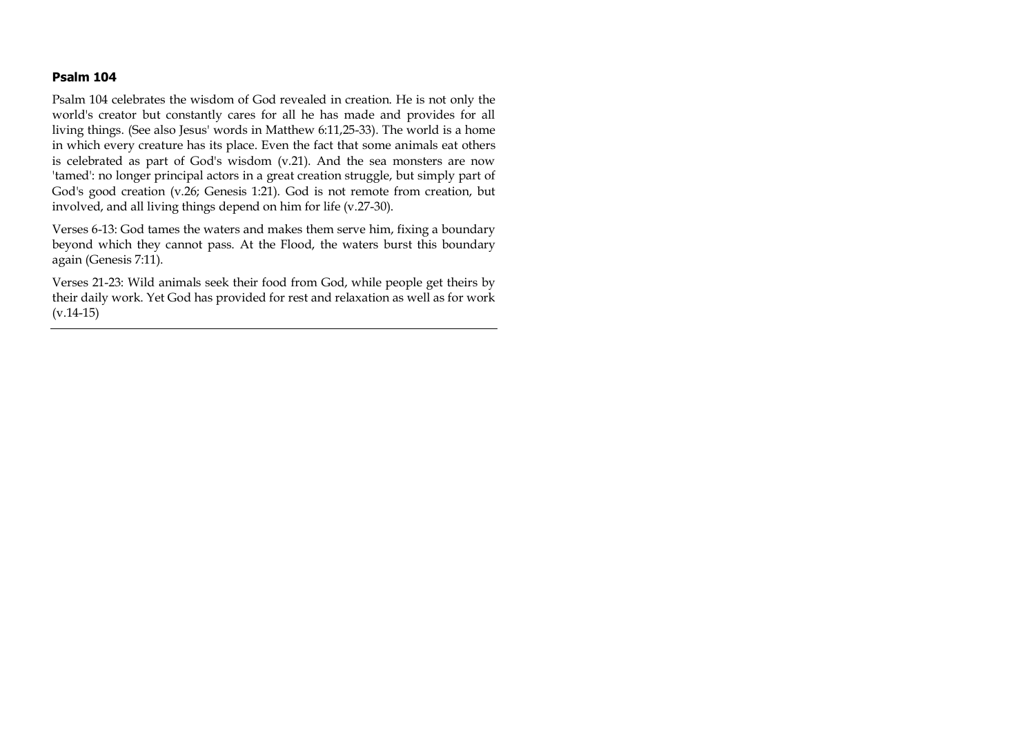**Psalm 104**

Psalm 104 celebrates the wisdom of God revealed in creation. He is not only the world's creator but constantly cares for all he has made and provides for all living things. (See also Jesus' words in Matthew 6:11,25-33). The world is a home in which every creature has its place. Even the fact that some animals eat others is celebrated as part of God's wisdom (v.21). And the sea monsters are now 'tamed': no longer principal actors in a great creation struggle, but simply part of God's good creation (v.26; Genesis 1:21). God is not remote from creation, but involved, and all living things depend on him for life (v.27-30).

Verses 6-13: God tames the waters and makes them serve him, fixing a boundary beyond which they cannot pass. At the Flood, the waters burst this boundary again (Genesis 7:11).

Verses 21-23: Wild animals seek their food from God, while people get theirs by their daily work. Yet God has provided for rest and relaxation as well as for work (v.14-15)

---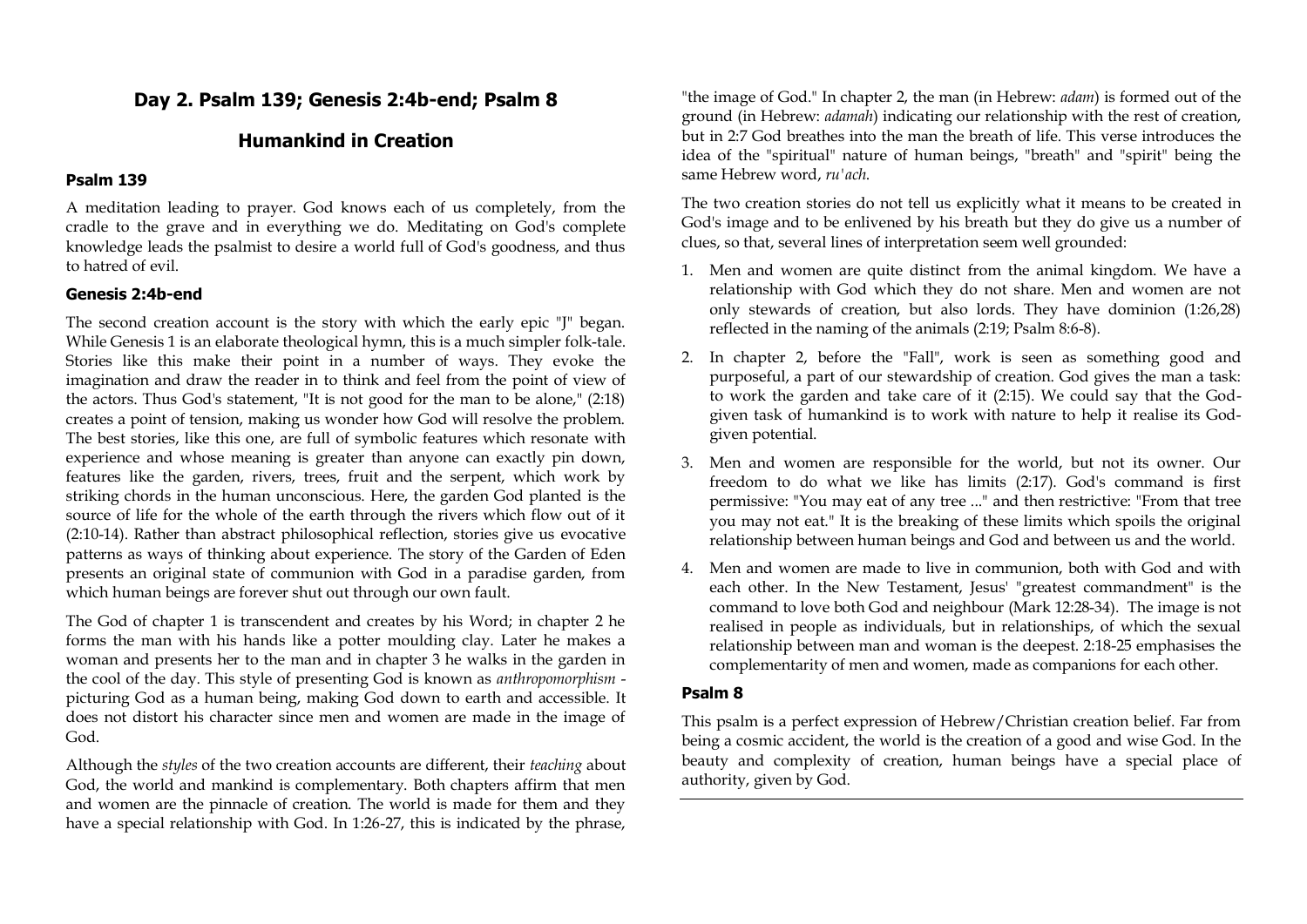## Day 2. Psalm 139; Genesis 2:4b-end; Psalm 8

## Humankind in Creation

### Psalm 139

A meditation leading to prayer. God knows each of us completely, from the cradle to the grave and in everything we do. Meditating on God's complete knowledge leads the psalmist to desire a world full of God's goodness, and thus to hatred of evil.

### Genesis 2:4b-end

The second creation account is the story with which the early epic "J" began. While Genesis 1 is an elaborate theological hymn, this is a much simpler folk-tale. Stories like this make their point in a number of ways. They evoke the imagination and draw the reader in to think and feel from the point of view of the actors. Thus God's statement, "It is not good for the man to be alone," (2:18) creates a point of tension, making us wonder how God will resolve the problem. The best stories, like this one, are full of symbolic features which resonate with experience and whose meaning is greater than anyone can exactly pin down, features like the garden, rivers, trees, fruit and the serpent, which work by striking chords in the human unconscious. Here, the garden God planted is the source of life for the whole of the earth through the rivers which flow out of it (2:10-14). Rather than abstract philosophical reflection, stories give us evocative patterns as ways of thinking about experience. The story of the Garden of Eden presents an original state of communion with God in a paradise garden, from which human beings are forever shut out through our own fault.

The God of chapter 1 is transcendent and creates by his Word; in chapter 2 he forms the man with his hands like a potter moulding clay. Later he makes a woman and presents her to the man and in chapter 3 he walks in the garden in the cool of the day. This style of presenting God is known as *anthropomorphism* - picturing God as a human being, making God down to earth and accessible. It does not distort his character since men and women are made in the image of God.

Although the *styles* of the two creation accounts are different, their *teaching* about God, the world and mankind is complementary. Both chapters affirm that men and women are the pinnacle of creation. The world is made for them and they have a special relationship with God. In 1:26-27, this is indicated by the phrase, "the image of God." In chapter 2, the man (in Hebrew: *adam*) is formed out of the ground (in Hebrew: *adamah*) indicating our relationship with the rest of creation, but in 2:7 God breathes into the man the breath of life. This verse introduces the idea of the "spiritual" nature of human beings, "breath" and "spirit" being the same Hebrew word, *ru'ach*.

The two creation stories do not tell us explicitly what it means to be created in God's image and to be enlivened by his breath but they do give us a number of clues, so that, several lines of interpretation seem well grounded:

1. Men and women are quite distinct from the animal kingdom. We have a relationship with God which they do not share. Men and women are not only stewards of creation, but also lords. They have dominion (1:26,28) reflected in the naming of the animals (2:19; Psalm 8:6-8).
2. In chapter 2, before the "Fall", work is seen as something good and purposeful, a part of our stewardship of creation. God gives the man a task: to work the garden and take care of it (2:15). We could say that the God-given task of humankind is to work with nature to help it realise its God-given potential.
3. Men and women are responsible for the world, but not its owner. Our freedom to do what we like has limits (2:17). God's command is first permissive: "You may eat of any tree ..." and then restrictive: "From that tree you may not eat." It is the breaking of these limits which spoils the original relationship between human beings and God and between us and the world.
4. Men and women are made to live in communion, both with God and with each other. In the New Testament, Jesus' "greatest commandment" is the command to love both God and neighbour (Mark 12:28-34). The image is not realised in people as individuals, but in relationships, of which the sexual relationship between man and woman is the deepest. 2:18-25 emphasises the complementarity of men and women, made as companions for each other.

### Psalm 8

This psalm is a perfect expression of Hebrew/Christian creation belief. Far from being a cosmic accident, the world is the creation of a good and wise God. In the beauty and complexity of creation, human beings have a special place of authority, given by God.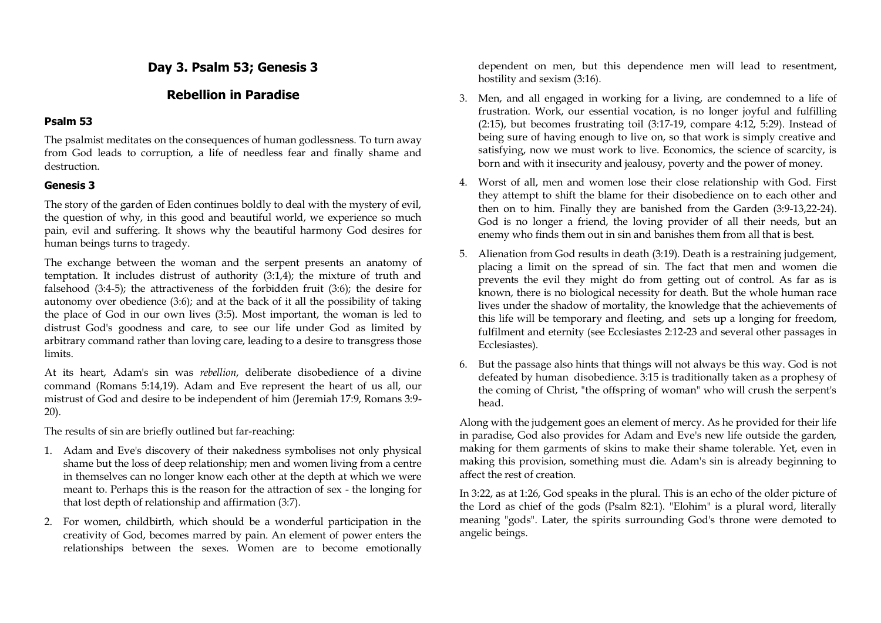# Day 3. Psalm 53; Genesis 3

## Rebellion in Paradise

### Psalm 53

The psalmist meditates on the consequences of human godlessness. To turn away from God leads to corruption, a life of needless fear and finally shame and destruction.

### Genesis 3

The story of the garden of Eden continues boldly to deal with the mystery of evil, the question of why, in this good and beautiful world, we experience so much pain, evil and suffering. It shows why the beautiful harmony God desires for human beings turns to tragedy.

The exchange between the woman and the serpent presents an anatomy of temptation. It includes distrust of authority (3:1,4); the mixture of truth and falsehood (3:4-5); the attractiveness of the forbidden fruit (3:6); the desire for autonomy over obedience (3:6); and at the back of it all the possibility of taking the place of God in our own lives (3:5). Most important, the woman is led to distrust God's goodness and care, to see our life under God as limited by arbitrary command rather than loving care, leading to a desire to transgress those limits.

At its heart, Adam's sin was *rebellion*, deliberate disobedience of a divine command (Romans 5:14,19). Adam and Eve represent the heart of us all, our mistrust of God and desire to be independent of him (Jeremiah 17:9, Romans 3:9-20).

The results of sin are briefly outlined but far-reaching:

1. Adam and Eve's discovery of their nakedness symbolises not only physical shame but the loss of deep relationship; men and women living from a centre in themselves can no longer know each other at the depth at which we were meant to. Perhaps this is the reason for the attraction of sex - the longing for that lost depth of relationship and affirmation (3:7).
2. For women, childbirth, which should be a wonderful participation in the creativity of God, becomes marred by pain. An element of power enters the relationships between the sexes. Women are to become emotionally dependent on men, but this dependence men will lead to resentment, hostility and sexism (3:16).
3. Men, and all engaged in working for a living, are condemned to a life of frustration. Work, our essential vocation, is no longer joyful and fulfilling (2:15), but becomes frustrating toil (3:17-19, compare 4:12, 5:29). Instead of being sure of having enough to live on, so that work is simply creative and satisfying, now we must work to live. Economics, the science of scarcity, is born and with it insecurity and jealousy, poverty and the power of money.
4. Worst of all, men and women lose their close relationship with God. First they attempt to shift the blame for their disobedience on to each other and then on to him. Finally they are banished from the Garden (3:9-13,22-24). God is no longer a friend, the loving provider of all their needs, but an enemy who finds them out in sin and banishes them from all that is best.
5. Alienation from God results in death (3:19). Death is a restraining judgement, placing a limit on the spread of sin. The fact that men and women die prevents the evil they might do from getting out of control. As far as is known, there is no biological necessity for death. But the whole human race lives under the shadow of mortality, the knowledge that the achievements of this life will be temporary and fleeting, and sets up a longing for freedom, fulfilment and eternity (see Ecclesiastes 2:12-23 and several other passages in Ecclesiastes).
6. But the passage also hints that things will not always be this way. God is not defeated by human disobedience. 3:15 is traditionally taken as a prophesy of the coming of Christ, "the offspring of woman" who will crush the serpent's head.

Along with the judgement goes an element of mercy. As he provided for their life in paradise, God also provides for Adam and Eve's new life outside the garden, making for them garments of skins to make their shame tolerable. Yet, even in making this provision, something must die. Adam's sin is already beginning to affect the rest of creation.

In 3:22, as at 1:26, God speaks in the plural. This is an echo of the older picture of the Lord as chief of the gods (Psalm 82:1). "Elohim" is a plural word, literally meaning "gods". Later, the spirits surrounding God's throne were demoted to angelic beings.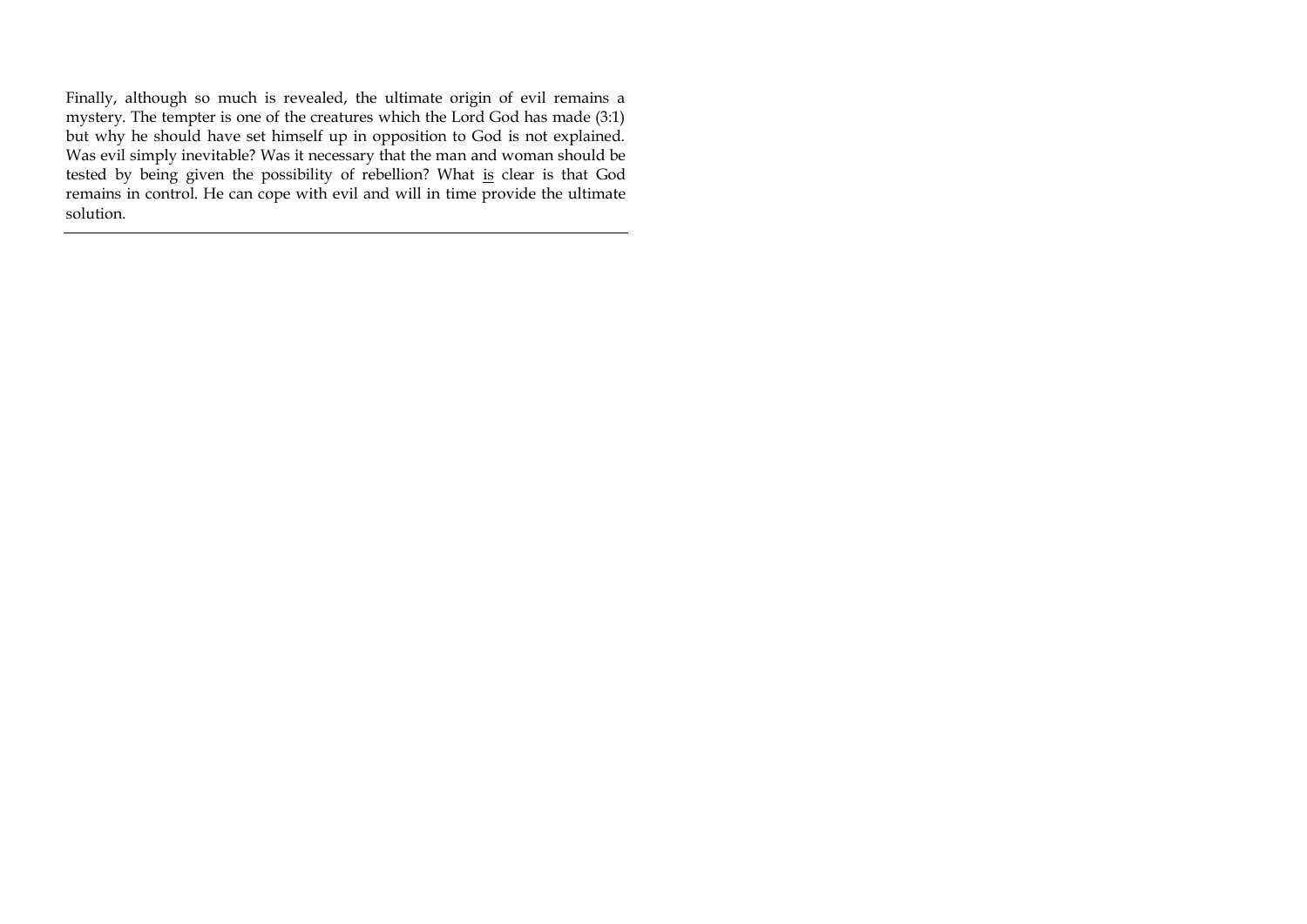Finally, although so much is revealed, the ultimate origin of evil remains a mystery. The tempter is one of the creatures which the Lord God has made (3:1) but why he should have set himself up in opposition to God is not explained. Was evil simply inevitable? Was it necessary that the man and woman should be tested by being given the possibility of rebellion? What <u>is</u> clear is that God remains in control. He can cope with evil and will in time provide the ultimate solution.

---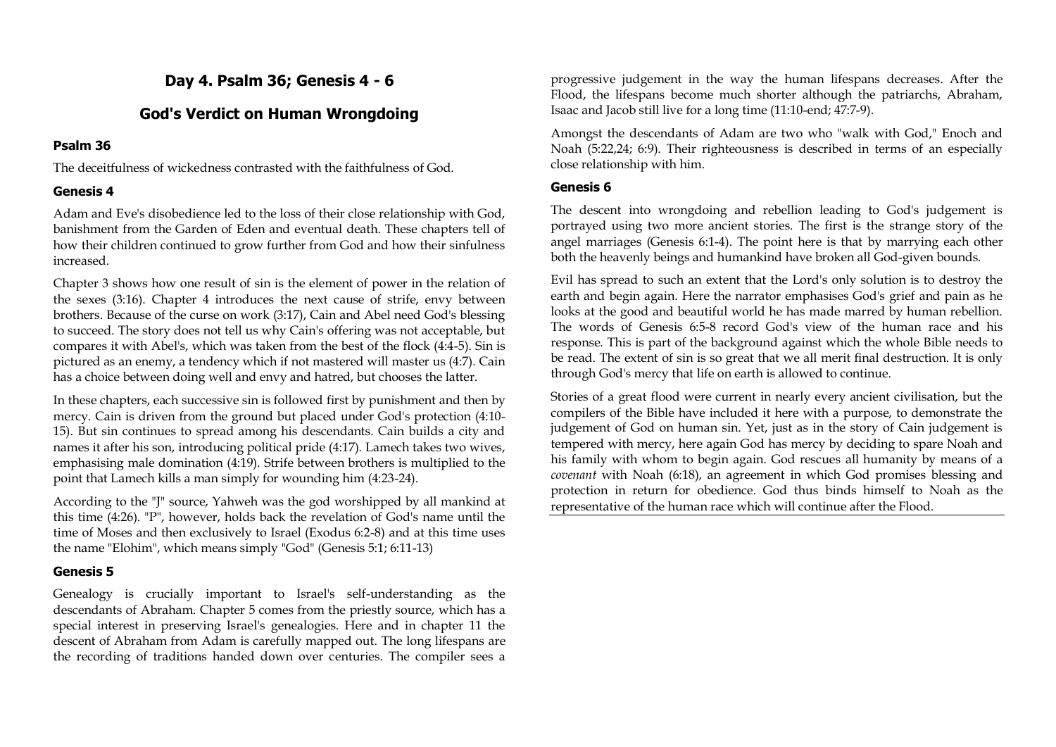# Day 4. Psalm 36; Genesis 4 - 6

## God's Verdict on Human Wrongdoing

### Psalm 36

The deceitfulness of wickedness contrasted with the faithfulness of God.

### Genesis 4

Adam and Eve's disobedience led to the loss of their close relationship with God, banishment from the Garden of Eden and eventual death. These chapters tell of how their children continued to grow further from God and how their sinfulness increased.

Chapter 3 shows how one result of sin is the element of power in the relation of the sexes (3:16). Chapter 4 introduces the next cause of strife, envy between brothers. Because of the curse on work (3:17), Cain and Abel need God's blessing to succeed. The story does not tell us why Cain's offering was not acceptable, but compares it with Abel's, which was taken from the best of the flock (4:4-5). Sin is pictured as an enemy, a tendency which if not mastered will master us (4:7). Cain has a choice between doing well and envy and hatred, but chooses the latter.

In these chapters, each successive sin is followed first by punishment and then by mercy. Cain is driven from the ground but placed under God's protection (4:10-15). But sin continues to spread among his descendants. Cain builds a city and names it after his son, introducing political pride (4:17). Lamech takes two wives, emphasising male domination (4:19). Strife between brothers is multiplied to the point that Lamech kills a man simply for wounding him (4:23-24).

According to the "J" source, Yahweh was the god worshipped by all mankind at this time (4:26). "P", however, holds back the revelation of God's name until the time of Moses and then exclusively to Israel (Exodus 6:2-8) and at this time uses the name "Elohim", which means simply "God" (Genesis 5:1; 6:11-13)

### Genesis 5

Genealogy is crucially important to Israel's self-understanding as the descendants of Abraham. Chapter 5 comes from the priestly source, which has a special interest in preserving Israel's genealogies. Here and in chapter 11 the descent of Abraham from Adam is carefully mapped out. The long lifespans are the recording of traditions handed down over centuries. The compiler sees a progressive judgement in the way the human lifespans decreases. After the Flood, the lifespans become much shorter although the patriarchs, Abraham, Isaac and Jacob still live for a long time (11:10-end; 47:7-9).

Amongst the descendants of Adam are two who "walk with God," Enoch and Noah (5:22,24; 6:9). Their righteousness is described in terms of an especially close relationship with him.

### Genesis 6

The descent into wrongdoing and rebellion leading to God's judgement is portrayed using two more ancient stories. The first is the strange story of the angel marriages (Genesis 6:1-4). The point here is that by marrying each other both the heavenly beings and humankind have broken all God-given bounds.

Evil has spread to such an extent that the Lord's only solution is to destroy the earth and begin again. Here the narrator emphasises God's grief and pain as he looks at the good and beautiful world he has made marred by human rebellion. The words of Genesis 6:5-8 record God's view of the human race and his response. This is part of the background against which the whole Bible needs to be read. The extent of sin is so great that we all merit final destruction. It is only through God's mercy that life on earth is allowed to continue.

Stories of a great flood were current in nearly every ancient civilisation, but the compilers of the Bible have included it here with a purpose, to demonstrate the judgement of God on human sin. Yet, just as in the story of Cain judgement is tempered with mercy, here again God has mercy by deciding to spare Noah and his family with whom to begin again. God rescues all humanity by means of a *covenant* with Noah (6:18), an agreement in which God promises blessing and protection in return for obedience. God thus binds himself to Noah as the representative of the human race which will continue after the Flood.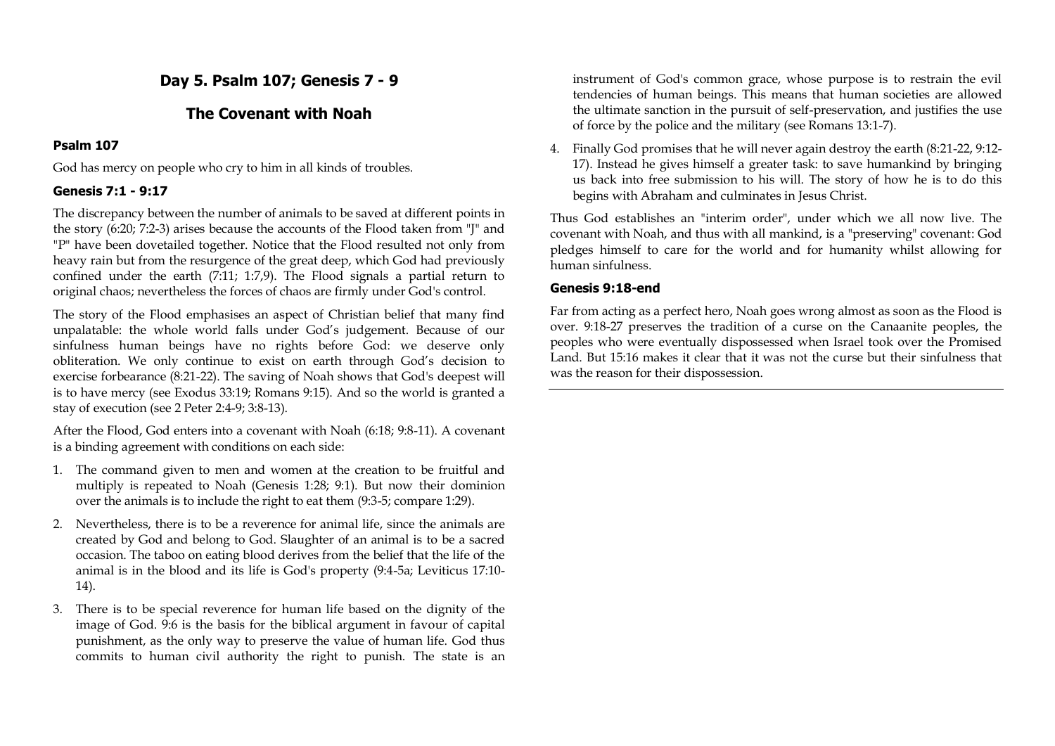## Day 5. Psalm 107; Genesis 7 - 9

## The Covenant with Noah

### Psalm 107

God has mercy on people who cry to him in all kinds of troubles.

### Genesis 7:1 - 9:17

The discrepancy between the number of animals to be saved at different points in the story (6:20; 7:2-3) arises because the accounts of the Flood taken from "J" and "P" have been dovetailed together. Notice that the Flood resulted not only from heavy rain but from the resurgence of the great deep, which God had previously confined under the earth (7:11; 1:7,9). The Flood signals a partial return to original chaos; nevertheless the forces of chaos are firmly under God's control.

The story of the Flood emphasises an aspect of Christian belief that many find unpalatable: the whole world falls under God's judgement. Because of our sinfulness human beings have no rights before God: we deserve only obliteration. We only continue to exist on earth through God's decision to exercise forbearance (8:21-22). The saving of Noah shows that God's deepest will is to have mercy (see Exodus 33:19; Romans 9:15). And so the world is granted a stay of execution (see 2 Peter 2:4-9; 3:8-13).

After the Flood, God enters into a covenant with Noah (6:18; 9:8-11). A covenant is a binding agreement with conditions on each side:

1. The command given to men and women at the creation to be fruitful and multiply is repeated to Noah (Genesis 1:28; 9:1). But now their dominion over the animals is to include the right to eat them (9:3-5; compare 1:29).
2. Nevertheless, there is to be a reverence for animal life, since the animals are created by God and belong to God. Slaughter of an animal is to be a sacred occasion. The taboo on eating blood derives from the belief that the life of the animal is in the blood and its life is God's property (9:4-5a; Leviticus 17:10-14).
3. There is to be special reverence for human life based on the dignity of the image of God. 9:6 is the basis for the biblical argument in favour of capital punishment, as the only way to preserve the value of human life. God thus commits to human civil authority the right to punish. The state is an instrument of God's common grace, whose purpose is to restrain the evil tendencies of human beings. This means that human societies are allowed the ultimate sanction in the pursuit of self-preservation, and justifies the use of force by the police and the military (see Romans 13:1-7).
4. Finally God promises that he will never again destroy the earth (8:21-22, 9:12-17). Instead he gives himself a greater task: to save humankind by bringing us back into free submission to his will. The story of how he is to do this begins with Abraham and culminates in Jesus Christ.

Thus God establishes an "interim order", under which we all now live. The covenant with Noah, and thus with all mankind, is a "preserving" covenant: God pledges himself to care for the world and for humanity whilst allowing for human sinfulness.

### Genesis 9:18-end

Far from acting as a perfect hero, Noah goes wrong almost as soon as the Flood is over. 9:18-27 preserves the tradition of a curse on the Canaanite peoples, the peoples who were eventually dispossessed when Israel took over the Promised Land. But 15:16 makes it clear that it was not the curse but their sinfulness that was the reason for their dispossession.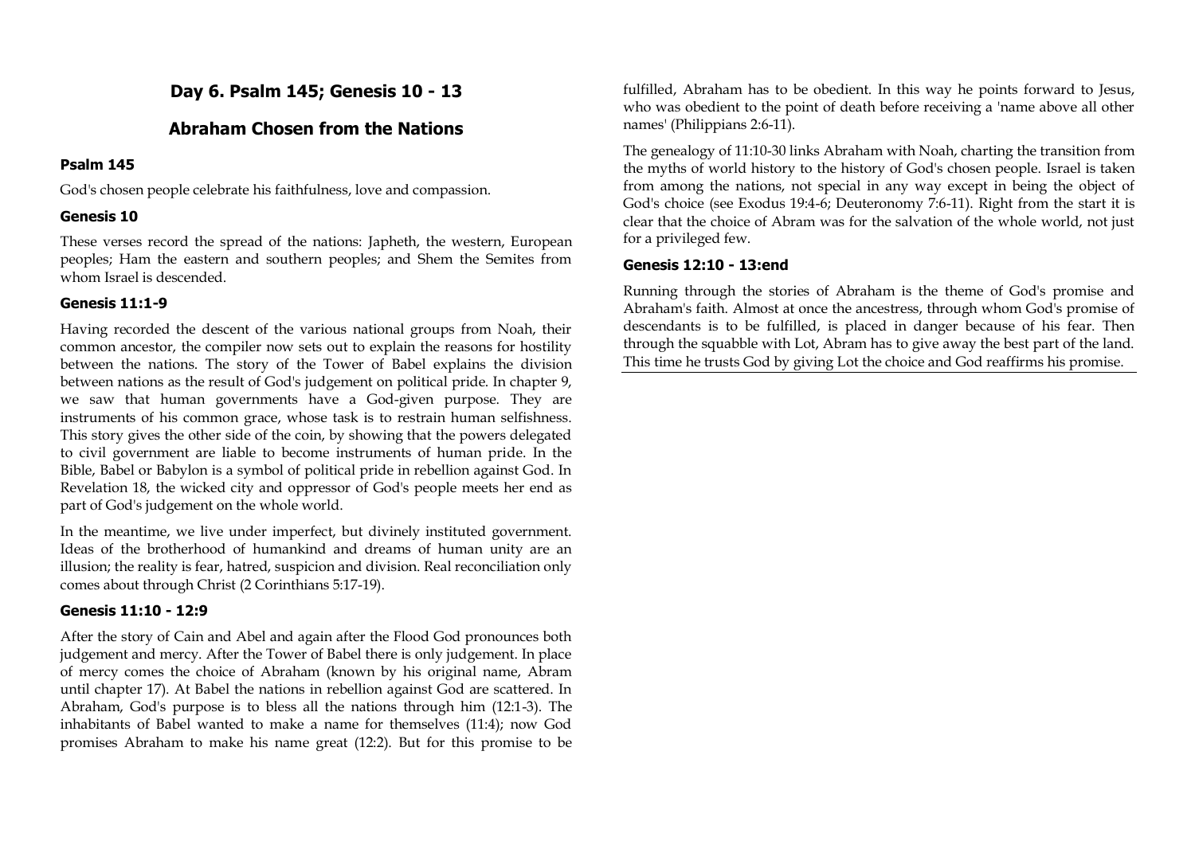# Day 6. Psalm 145; Genesis 10 - 13

## Abraham Chosen from the Nations

### Psalm 145

God's chosen people celebrate his faithfulness, love and compassion.

### Genesis 10

These verses record the spread of the nations: Japheth, the western, European peoples; Ham the eastern and southern peoples; and Shem the Semites from whom Israel is descended.

### Genesis 11:1-9

Having recorded the descent of the various national groups from Noah, their common ancestor, the compiler now sets out to explain the reasons for hostility between the nations. The story of the Tower of Babel explains the division between nations as the result of God's judgement on political pride. In chapter 9, we saw that human governments have a God-given purpose. They are instruments of his common grace, whose task is to restrain human selfishness. This story gives the other side of the coin, by showing that the powers delegated to civil government are liable to become instruments of human pride. In the Bible, Babel or Babylon is a symbol of political pride in rebellion against God. In Revelation 18, the wicked city and oppressor of God's people meets her end as part of God's judgement on the whole world.

In the meantime, we live under imperfect, but divinely instituted government. Ideas of the brotherhood of humankind and dreams of human unity are an illusion; the reality is fear, hatred, suspicion and division. Real reconciliation only comes about through Christ (2 Corinthians 5:17-19).

### Genesis 11:10 - 12:9

After the story of Cain and Abel and again after the Flood God pronounces both judgement and mercy. After the Tower of Babel there is only judgement. In place of mercy comes the choice of Abraham (known by his original name, Abram until chapter 17). At Babel the nations in rebellion against God are scattered. In Abraham, God's purpose is to bless all the nations through him (12:1-3). The inhabitants of Babel wanted to make a name for themselves (11:4); now God promises Abraham to make his name great (12:2). But for this promise to be fulfilled, Abraham has to be obedient. In this way he points forward to Jesus, who was obedient to the point of death before receiving a 'name above all other names' (Philippians 2:6-11).

The genealogy of 11:10-30 links Abraham with Noah, charting the transition from the myths of world history to the history of God's chosen people. Israel is taken from among the nations, not special in any way except in being the object of God's choice (see Exodus 19:4-6; Deuteronomy 7:6-11). Right from the start it is clear that the choice of Abram was for the salvation of the whole world, not just for a privileged few.

### Genesis 12:10 - 13:end

Running through the stories of Abraham is the theme of God's promise and Abraham's faith. Almost at once the ancestress, through whom God's promise of descendants is to be fulfilled, is placed in danger because of his fear. Then through the squabble with Lot, Abram has to give away the best part of the land. This time he trusts God by giving Lot the choice and God reaffirms his promise.